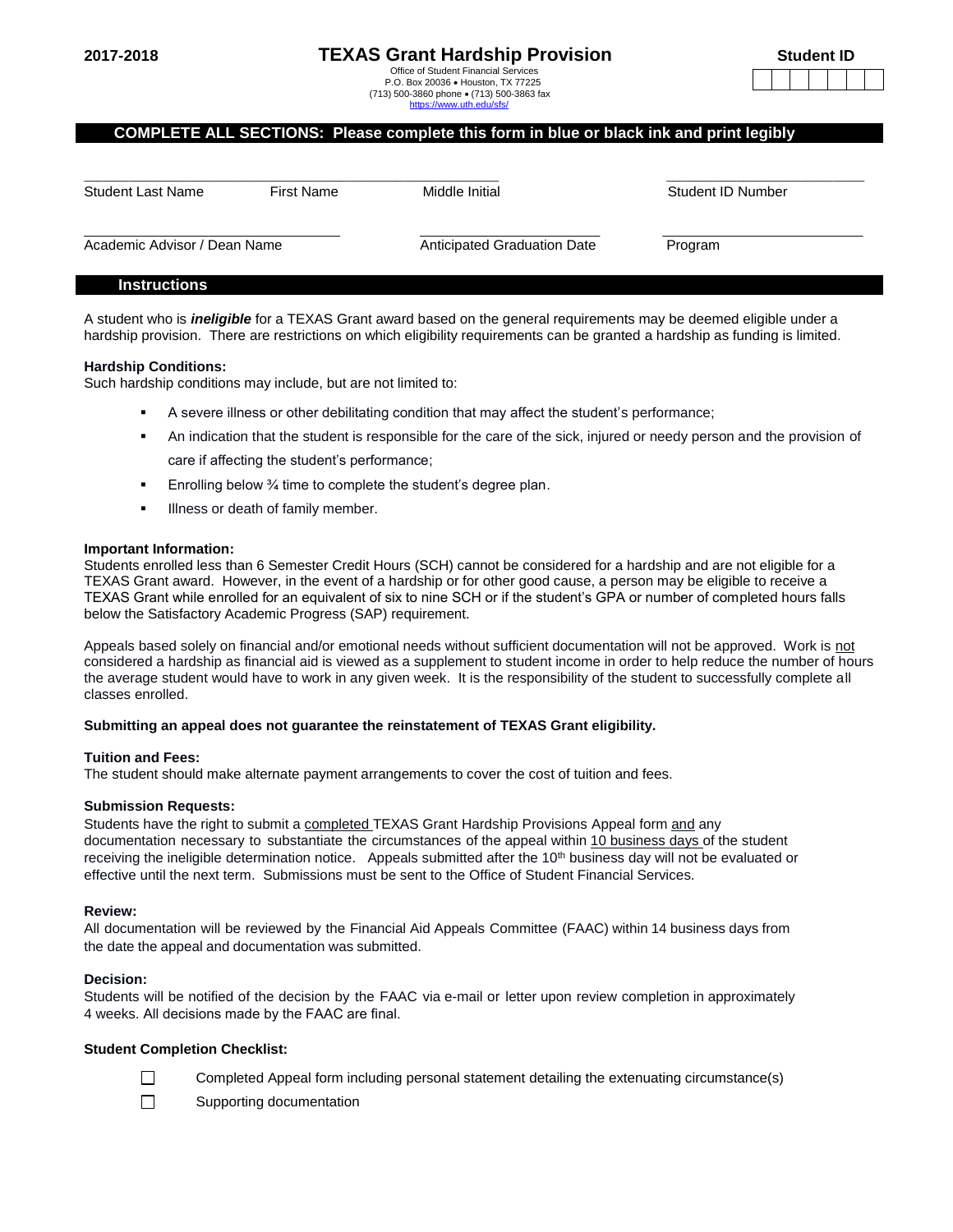2017-2018

# TEXAS Grant Hardship Provision

Office of Student Financial Services
P.O. Box 20036 • Houston, TX 77225
(713) 500-3860 phone • (713) 500-3863 fax
https://www.uth.edu/sfs/

**Student ID**

| | | | | | | |
|---|---|---|---|---|---|---|
| | | | | | | |

**COMPLETE ALL SECTIONS: Please complete this form in blue or black ink and print legibly**

| Student Last Name | First Name | Middle Initial | Student ID Number |
|---|---|---|---|
| | | | |

| Academic Advisor / Dean Name | Anticipated Graduation Date | Program |
|---|---|---|
| | | |

## Instructions

A student who is ***ineligible*** for a TEXAS Grant award based on the general requirements may be deemed eligible under a hardship provision. There are restrictions on which eligibility requirements can be granted a hardship as funding is limited.

**Hardship Conditions:**
Such hardship conditions may include, but are not limited to:

- A severe illness or other debilitating condition that may affect the student's performance;
- An indication that the student is responsible for the care of the sick, injured or needy person and the provision of care if affecting the student's performance;
- Enrolling below ¾ time to complete the student's degree plan.
- Illness or death of family member.

**Important Information:**
Students enrolled less than 6 Semester Credit Hours (SCH) cannot be considered for a hardship and are not eligible for a TEXAS Grant award. However, in the event of a hardship or for other good cause, a person may be eligible to receive a TEXAS Grant while enrolled for an equivalent of six to nine SCH or if the student's GPA or number of completed hours falls below the Satisfactory Academic Progress (SAP) requirement.

Appeals based solely on financial and/or emotional needs without sufficient documentation will not be approved. Work is not considered a hardship as financial aid is viewed as a supplement to student income in order to help reduce the number of hours the average student would have to work in any given week. It is the responsibility of the student to successfully complete all classes enrolled.

**Submitting an appeal does not guarantee the reinstatement of TEXAS Grant eligibility.**

**Tuition and Fees:**
The student should make alternate payment arrangements to cover the cost of tuition and fees.

**Submission Requests:**
Students have the right to submit a completed TEXAS Grant Hardship Provisions Appeal form and any documentation necessary to substantiate the circumstances of the appeal within 10 business days of the student receiving the ineligible determination notice. Appeals submitted after the 10th business day will not be evaluated or effective until the next term. Submissions must be sent to the Office of Student Financial Services.

**Review:**
All documentation will be reviewed by the Financial Aid Appeals Committee (FAAC) within 14 business days from the date the appeal and documentation was submitted.

**Decision:**
Students will be notified of the decision by the FAAC via e-mail or letter upon review completion in approximately 4 weeks. All decisions made by the FAAC are final.

**Student Completion Checklist:**

- ☐ Completed Appeal form including personal statement detailing the extenuating circumstance(s)
- ☐ Supporting documentation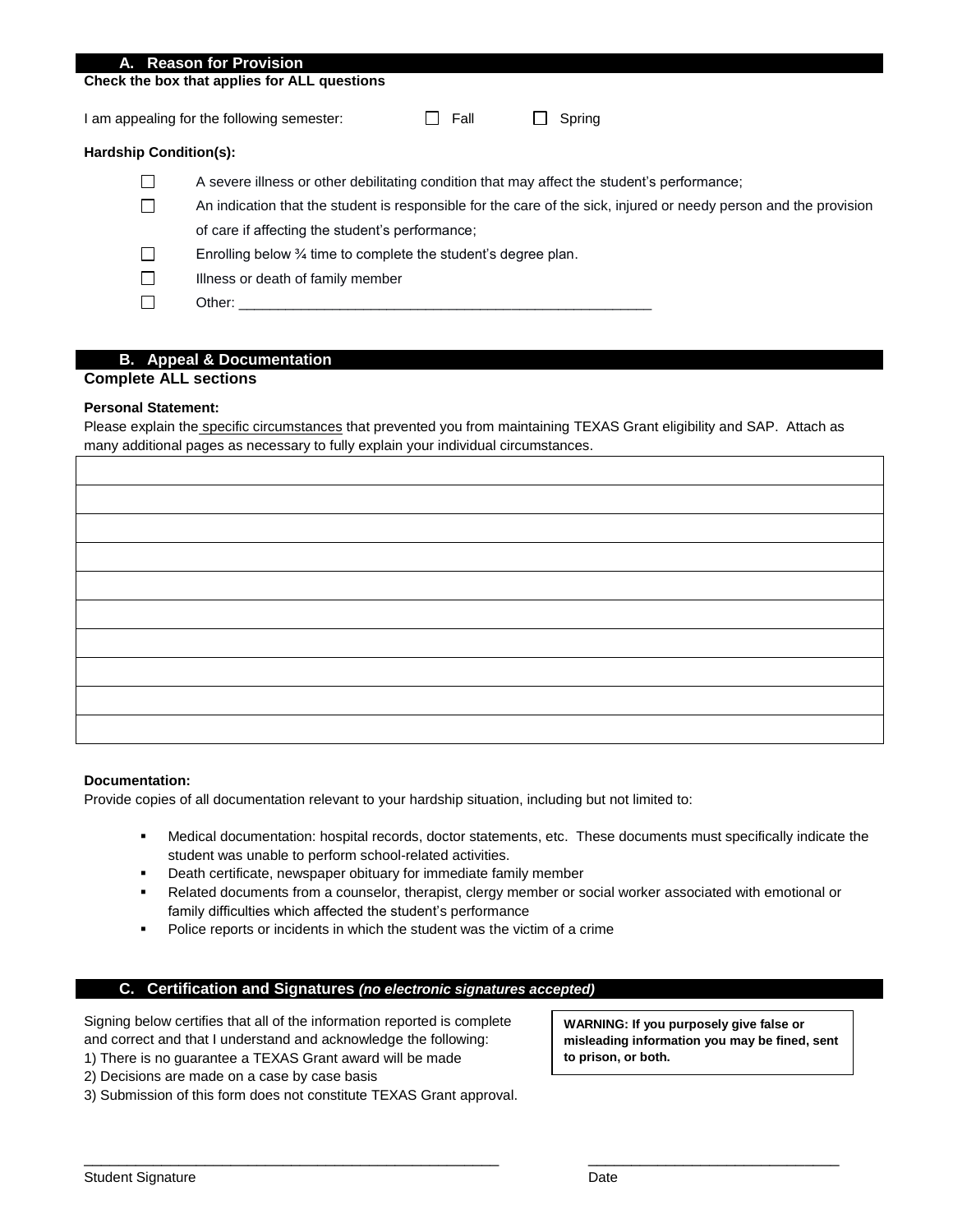## A. Reason for Provision

**Check the box that applies for ALL questions**

I am appealing for the following semester: ☐ Fall ☐ Spring

**Hardship Condition(s):**

- ☐ A severe illness or other debilitating condition that may affect the student's performance;
- ☐ An indication that the student is responsible for the care of the sick, injured or needy person and the provision of care if affecting the student's performance;
- ☐ Enrolling below ¾ time to complete the student's degree plan.
- ☐ Illness or death of family member
- ☐ Other: ______________________________________________________

## B. Appeal & Documentation

**Complete ALL sections**

**Personal Statement:**

Please explain the specific circumstances that prevented you from maintaining TEXAS Grant eligibility and SAP. Attach as many additional pages as necessary to fully explain your individual circumstances.

| |
|---|
| |
| |
| |
| |
| |
| |
| |
| |
| |
| |

**Documentation:**

Provide copies of all documentation relevant to your hardship situation, including but not limited to:

- Medical documentation: hospital records, doctor statements, etc. These documents must specifically indicate the student was unable to perform school-related activities.
- Death certificate, newspaper obituary for immediate family member
- Related documents from a counselor, therapist, clergy member or social worker associated with emotional or family difficulties which affected the student's performance
- Police reports or incidents in which the student was the victim of a crime

## C. Certification and Signatures *(no electronic signatures accepted)*

Signing below certifies that all of the information reported is complete and correct and that I understand and acknowledge the following:

1) There is no guarantee a TEXAS Grant award will be made
2) Decisions are made on a case by case basis
3) Submission of this form does not constitute TEXAS Grant approval.

**WARNING: If you purposely give false or misleading information you may be fined, sent to prison, or both.**

______________________________________________________ Student Signature

________________________________ Date